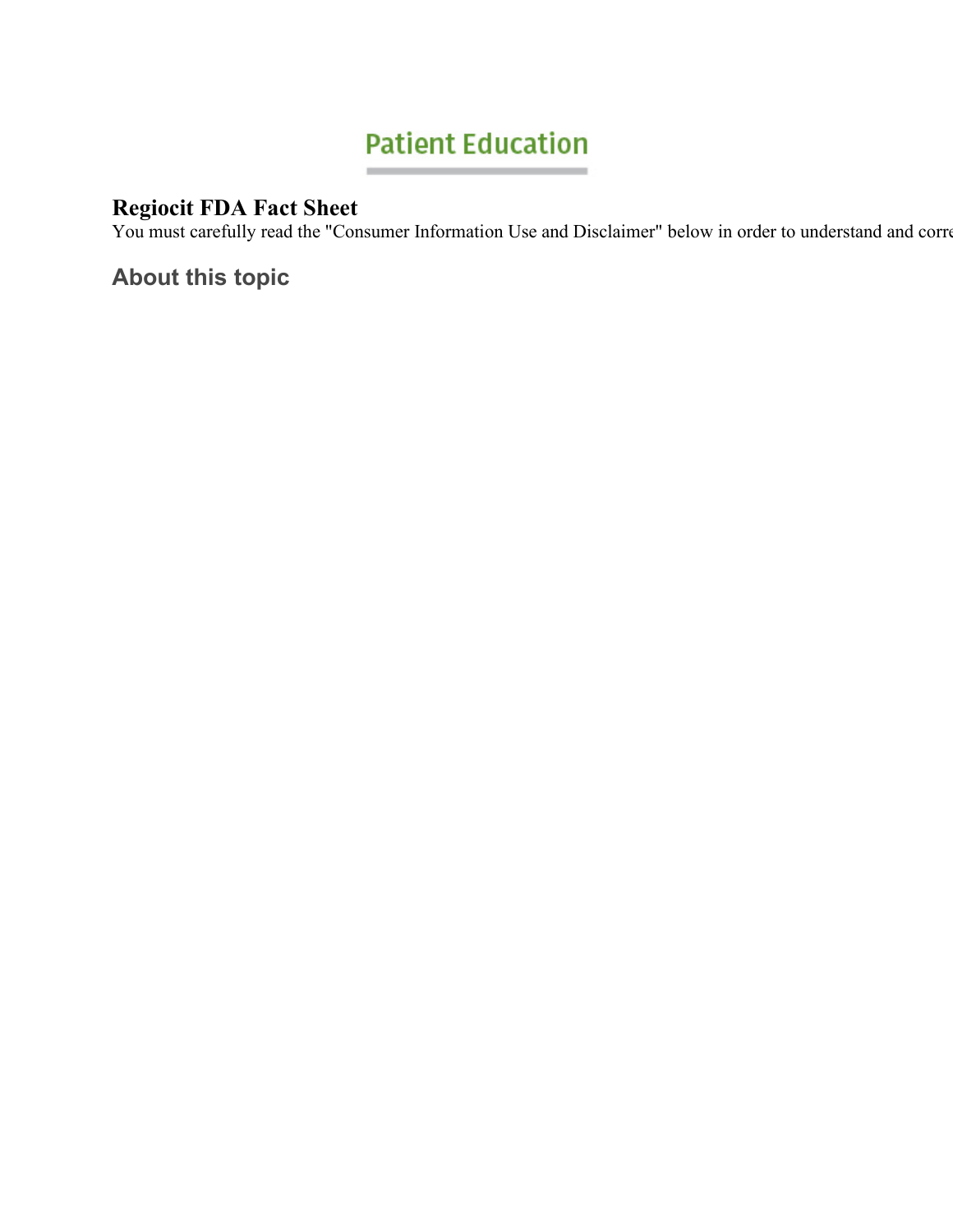Patient Education

# Regiocit FDA Fact Sheet

You must carefully read the "Consumer Information Use and Disclaimer" below in order to understand and corre

## About this topic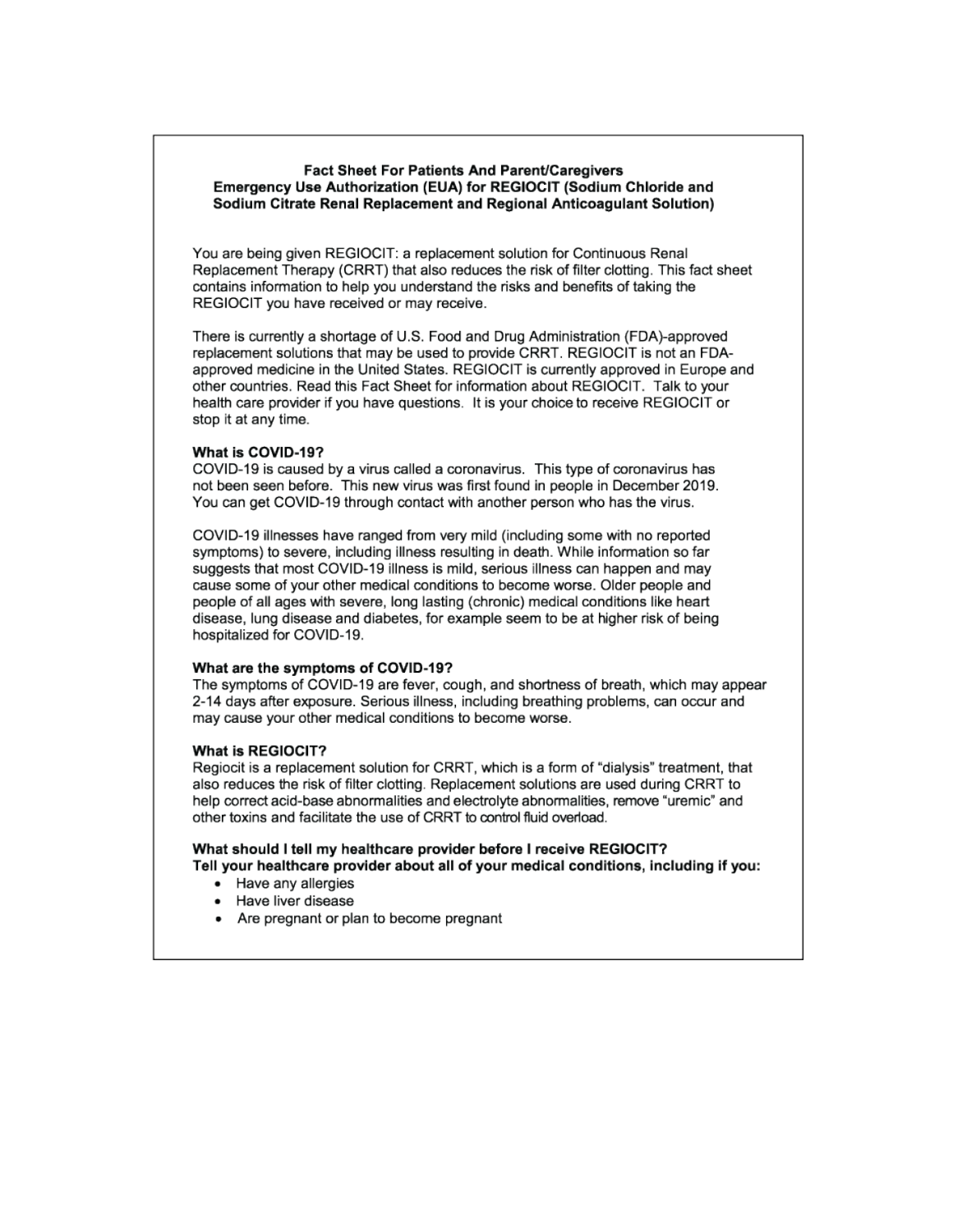**Fact Sheet For Patients And Parent/Caregivers**
**Emergency Use Authorization (EUA) for REGIOCIT (Sodium Chloride and Sodium Citrate Renal Replacement and Regional Anticoagulant Solution)**

You are being given REGIOCIT: a replacement solution for Continuous Renal Replacement Therapy (CRRT) that also reduces the risk of filter clotting. This fact sheet contains information to help you understand the risks and benefits of taking the REGIOCIT you have received or may receive.

There is currently a shortage of U.S. Food and Drug Administration (FDA)-approved replacement solutions that may be used to provide CRRT. REGIOCIT is not an FDA-approved medicine in the United States. REGIOCIT is currently approved in Europe and other countries. Read this Fact Sheet for information about REGIOCIT. Talk to your health care provider if you have questions. It is your choice to receive REGIOCIT or stop it at any time.

**What is COVID-19?**
COVID-19 is caused by a virus called a coronavirus. This type of coronavirus has not been seen before. This new virus was first found in people in December 2019. You can get COVID-19 through contact with another person who has the virus.

COVID-19 illnesses have ranged from very mild (including some with no reported symptoms) to severe, including illness resulting in death. While information so far suggests that most COVID-19 illness is mild, serious illness can happen and may cause some of your other medical conditions to become worse. Older people and people of all ages with severe, long lasting (chronic) medical conditions like heart disease, lung disease and diabetes, for example seem to be at higher risk of being hospitalized for COVID-19.

**What are the symptoms of COVID-19?**
The symptoms of COVID-19 are fever, cough, and shortness of breath, which may appear 2-14 days after exposure. Serious illness, including breathing problems, can occur and may cause your other medical conditions to become worse.

**What is REGIOCIT?**
Regiocit is a replacement solution for CRRT, which is a form of "dialysis" treatment, that also reduces the risk of filter clotting. Replacement solutions are used during CRRT to help correct acid-base abnormalities and electrolyte abnormalities, remove "uremic" and other toxins and facilitate the use of CRRT to control fluid overload.

**What should I tell my healthcare provider before I receive REGIOCIT?**
**Tell your healthcare provider about all of your medical conditions, including if you:**

- Have any allergies
- Have liver disease
- Are pregnant or plan to become pregnant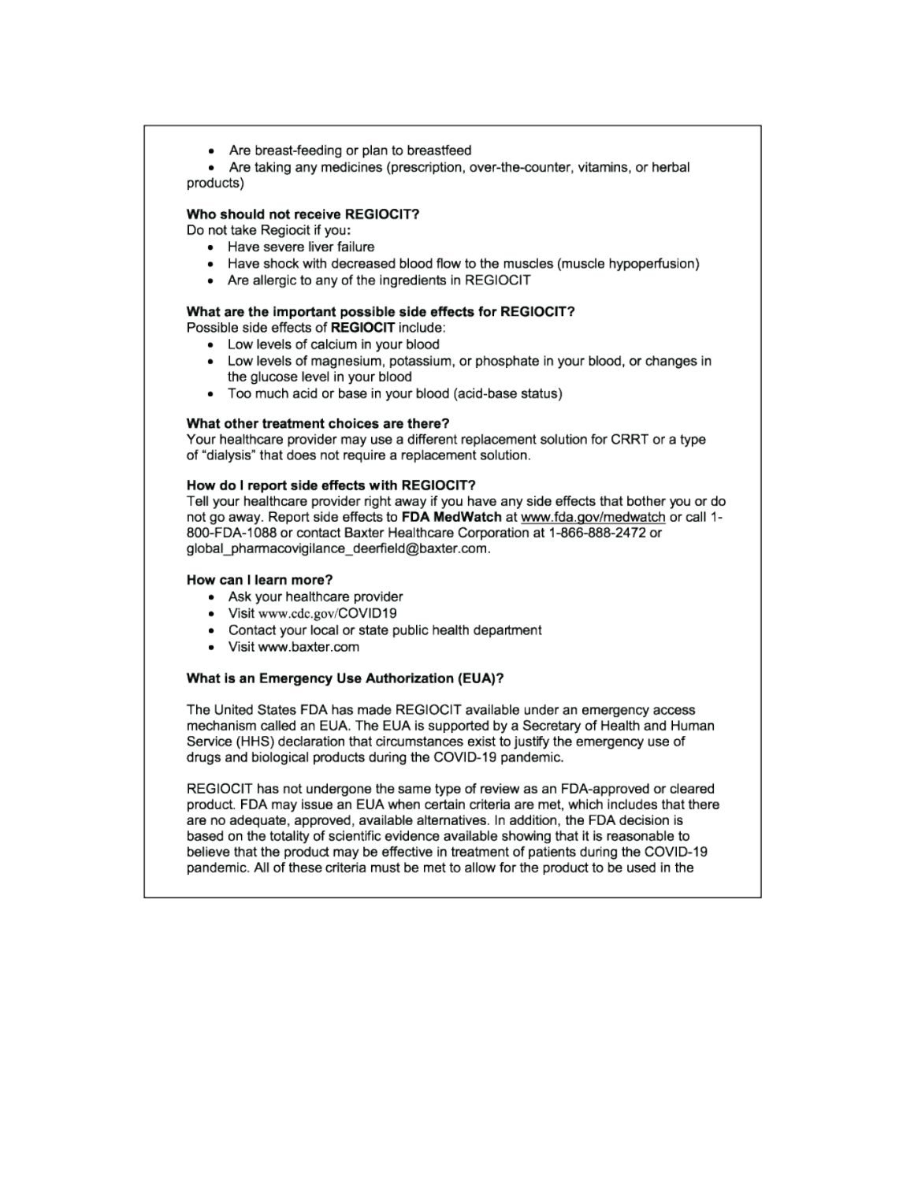- Are breast-feeding or plan to breastfeed
- Are taking any medicines (prescription, over-the-counter, vitamins, or herbal products)

**Who should not receive REGIOCIT?**

Do not take Regiocit if you**:**

- Have severe liver failure
- Have shock with decreased blood flow to the muscles (muscle hypoperfusion)
- Are allergic to any of the ingredients in REGIOCIT

**What are the important possible side effects for REGIOCIT?**

Possible side effects of **REGIOCIT** include:

- Low levels of calcium in your blood
- Low levels of magnesium, potassium, or phosphate in your blood, or changes in the glucose level in your blood
- Too much acid or base in your blood (acid-base status)

**What other treatment choices are there?**

Your healthcare provider may use a different replacement solution for CRRT or a type of "dialysis" that does not require a replacement solution.

**How do I report side effects with REGIOCIT?**

Tell your healthcare provider right away if you have any side effects that bother you or do not go away. Report side effects to **FDA MedWatch** at www.fda.gov/medwatch or call 1-800-FDA-1088 or contact Baxter Healthcare Corporation at 1-866-888-2472 or global_pharmacovigilance_deerfield@baxter.com.

**How can I learn more?**

- Ask your healthcare provider
- Visit www.cdc.gov/COVID19
- Contact your local or state public health department
- Visit www.baxter.com

**What is an Emergency Use Authorization (EUA)?**

The United States FDA has made REGIOCIT available under an emergency access mechanism called an EUA. The EUA is supported by a Secretary of Health and Human Service (HHS) declaration that circumstances exist to justify the emergency use of drugs and biological products during the COVID-19 pandemic.

REGIOCIT has not undergone the same type of review as an FDA-approved or cleared product. FDA may issue an EUA when certain criteria are met, which includes that there are no adequate, approved, available alternatives. In addition, the FDA decision is based on the totality of scientific evidence available showing that it is reasonable to believe that the product may be effective in treatment of patients during the COVID-19 pandemic. All of these criteria must be met to allow for the product to be used in the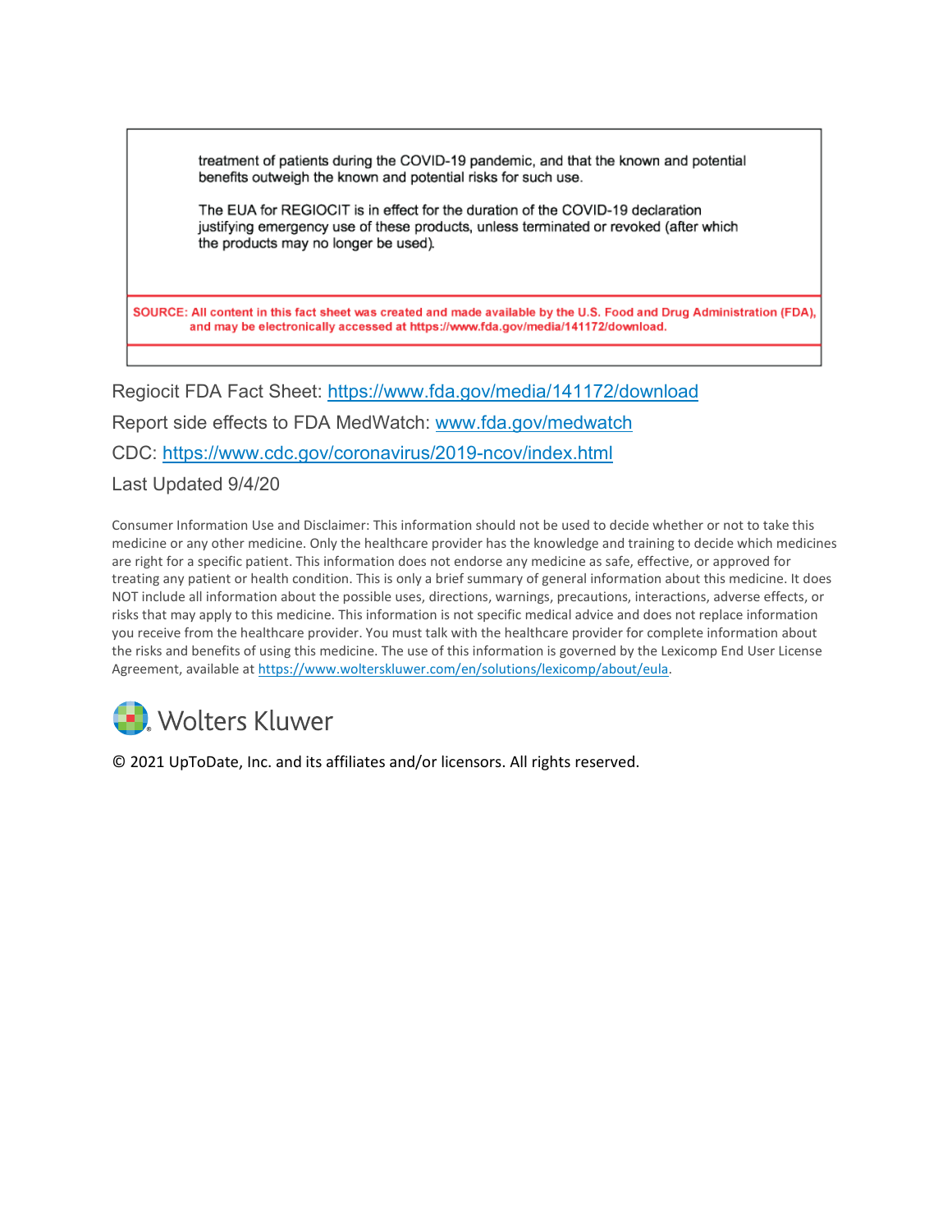treatment of patients during the COVID-19 pandemic, and that the known and potential benefits outweigh the known and potential risks for such use.

The EUA for REGIOCIT is in effect for the duration of the COVID-19 declaration justifying emergency use of these products, unless terminated or revoked (after which the products may no longer be used).

**SOURCE: All content in this fact sheet was created and made available by the U.S. Food and Drug Administration (FDA), and may be electronically accessed at https://www.fda.gov/media/141172/download.**

Regiocit FDA Fact Sheet: [https://www.fda.gov/media/141172/download](https://www.fda.gov/media/141172/download)

Report side effects to FDA MedWatch: [www.fda.gov/medwatch](www.fda.gov/medwatch)

CDC: [https://www.cdc.gov/coronavirus/2019-ncov/index.html](https://www.cdc.gov/coronavirus/2019-ncov/index.html)

Last Updated 9/4/20

Consumer Information Use and Disclaimer: This information should not be used to decide whether or not to take this medicine or any other medicine. Only the healthcare provider has the knowledge and training to decide which medicines are right for a specific patient. This information does not endorse any medicine as safe, effective, or approved for treating any patient or health condition. This is only a brief summary of general information about this medicine. It does NOT include all information about the possible uses, directions, warnings, precautions, interactions, adverse effects, or risks that may apply to this medicine. This information is not specific medical advice and does not replace information you receive from the healthcare provider. You must talk with the healthcare provider for complete information about the risks and benefits of using this medicine. The use of this information is governed by the Lexicomp End User License Agreement, available at [https://www.wolterskluwer.com/en/solutions/lexicomp/about/eula](https://www.wolterskluwer.com/en/solutions/lexicomp/about/eula).

Wolters Kluwer

© 2021 UpToDate, Inc. and its affiliates and/or licensors. All rights reserved.